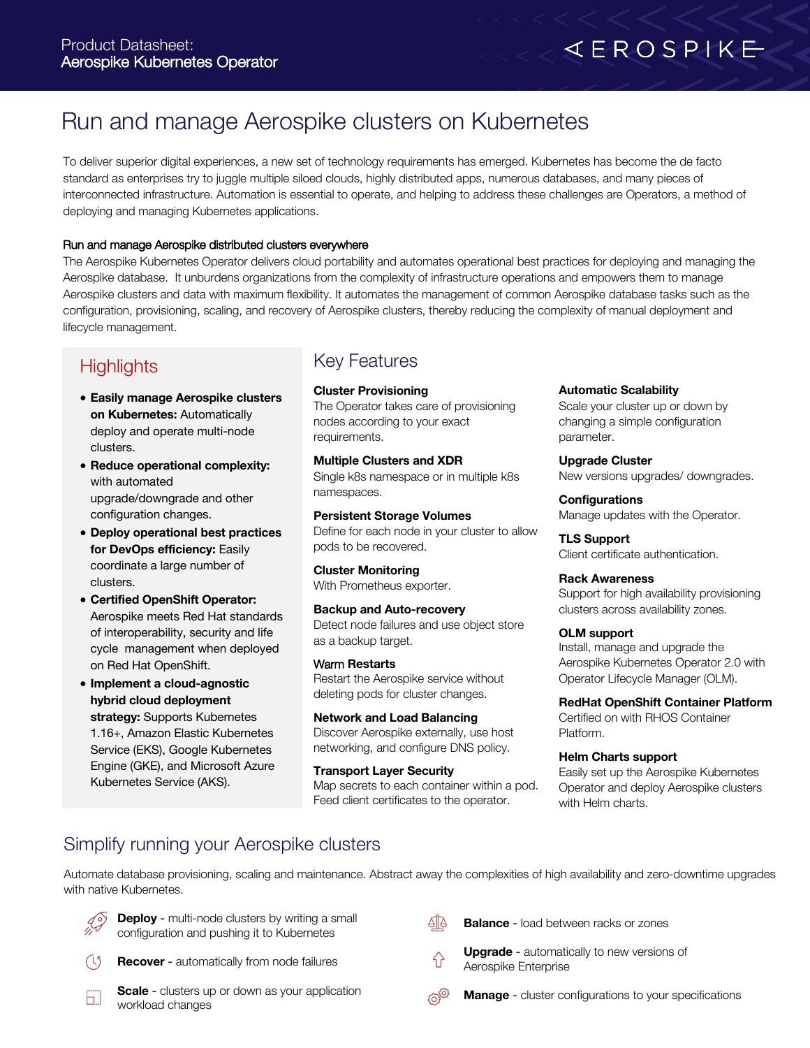Product Datasheet:
**Aerospike Kubernetes Operator**

# Run and manage Aerospike clusters on Kubernetes

To deliver superior digital experiences, a new set of technology requirements has emerged. Kubernetes has become the de facto standard as enterprises try to juggle multiple siloed clouds, highly distributed apps, numerous databases, and many pieces of interconnected infrastructure. Automation is essential to operate, and helping to address these challenges are Operators, a method of deploying and managing Kubernetes applications.

**Run and manage Aerospike distributed clusters everywhere**

The Aerospike Kubernetes Operator delivers cloud portability and automates operational best practices for deploying and managing the Aerospike database. It unburdens organizations from the complexity of infrastructure operations and empowers them to manage Aerospike clusters and data with maximum flexibility. It automates the management of common Aerospike database tasks such as the configuration, provisioning, scaling, and recovery of Aerospike clusters, thereby reducing the complexity of manual deployment and lifecycle management.

## Highlights

- **Easily manage Aerospike clusters on Kubernetes:** Automatically deploy and operate multi-node clusters.
- **Reduce operational complexity:** with automated upgrade/downgrade and other configuration changes.
- **Deploy operational best practices for DevOps efficiency:** Easily coordinate a large number of clusters.
- **Certified OpenShift Operator:** Aerospike meets Red Hat standards of interoperability, security and life cycle management when deployed on Red Hat OpenShift.
- **Implement a cloud-agnostic hybrid cloud deployment strategy:** Supports Kubernetes 1.16+, Amazon Elastic Kubernetes Service (EKS), Google Kubernetes Engine (GKE), and Microsoft Azure Kubernetes Service (AKS).

## Key Features

**Cluster Provisioning**
The Operator takes care of provisioning nodes according to your exact requirements.

**Multiple Clusters and XDR**
Single k8s namespace or in multiple k8s namespaces.

**Persistent Storage Volumes**
Define for each node in your cluster to allow pods to be recovered.

**Cluster Monitoring**
With Prometheus exporter.

**Backup and Auto-recovery**
Detect node failures and use object store as a backup target.

**Warm Restarts**
Restart the Aerospike service without deleting pods for cluster changes.

**Network and Load Balancing**
Discover Aerospike externally, use host networking, and configure DNS policy.

**Transport Layer Security**
Map secrets to each container within a pod. Feed client certificates to the operator.

**Automatic Scalability**
Scale your cluster up or down by changing a simple configuration parameter.

**Upgrade Cluster**
New versions upgrades/ downgrades.

**Configurations**
Manage updates with the Operator.

**TLS Support**
Client certificate authentication.

**Rack Awareness**
Support for high availability provisioning clusters across availability zones.

**OLM support**
Install, manage and upgrade the Aerospike Kubernetes Operator 2.0 with Operator Lifecycle Manager (OLM).

**RedHat OpenShift Container Platform**
Certified on with RHOS Container Platform.

**Helm Charts support**
Easily set up the Aerospike Kubernetes Operator and deploy Aerospike clusters with Helm charts.

## Simplify running your Aerospike clusters

Automate database provisioning, scaling and maintenance. Abstract away the complexities of high availability and zero-downtime upgrades with native Kubernetes.

- **Deploy** - multi-node clusters by writing a small configuration and pushing it to Kubernetes
- **Recover** - automatically from node failures
- **Scale** - clusters up or down as your application workload changes
- **Balance** - load between racks or zones
- **Upgrade** - automatically to new versions of Aerospike Enterprise
- **Manage** - cluster configurations to your specifications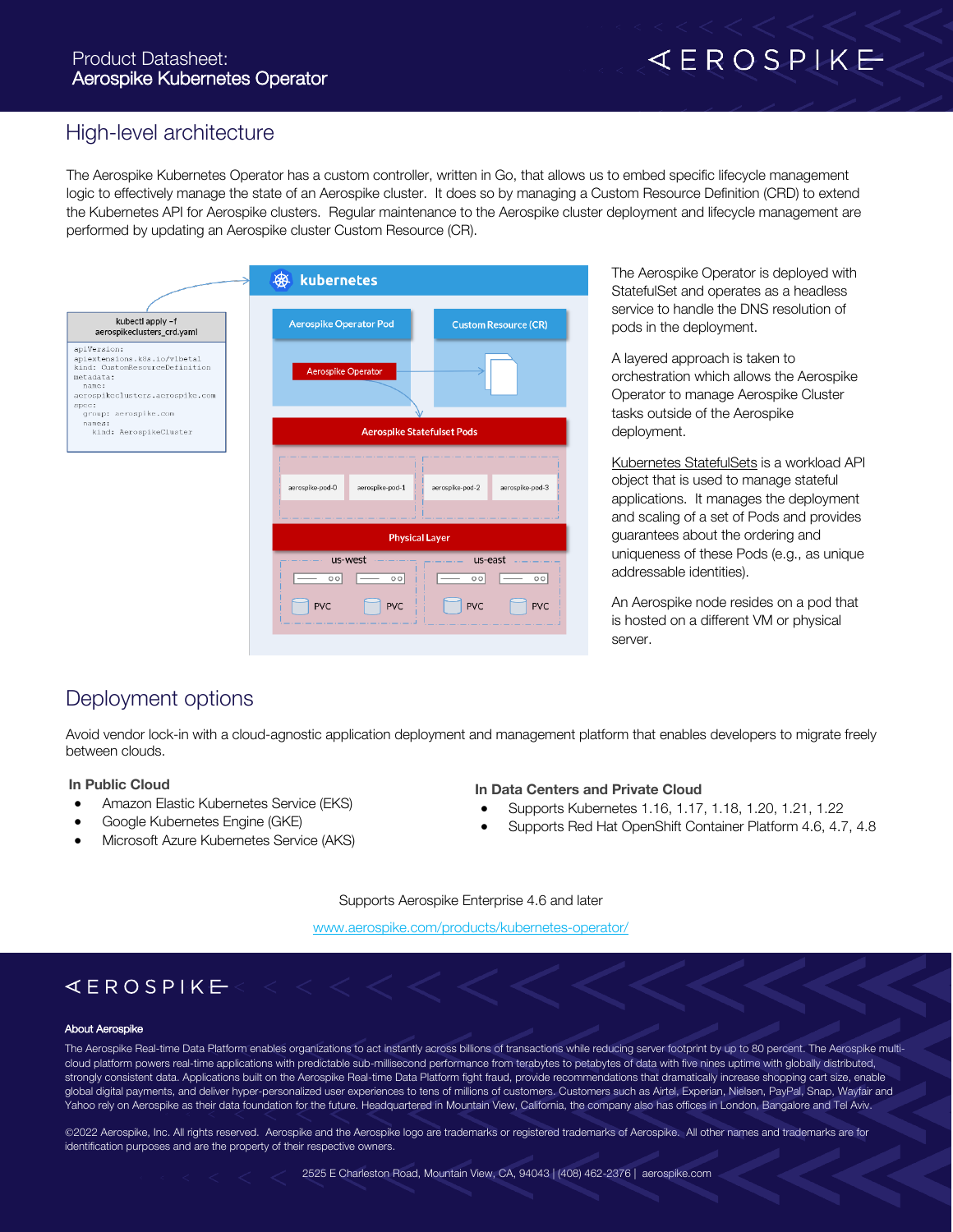# High-level architecture

The Aerospike Kubernetes Operator has a custom controller, written in Go, that allows us to embed specific lifecycle management logic to effectively manage the state of an Aerospike cluster. It does so by managing a Custom Resource Definition (CRD) to extend the Kubernetes API for Aerospike clusters. Regular maintenance to the Aerospike cluster deployment and lifecycle management are performed by updating an Aerospike cluster Custom Resource (CR).

kubectl apply –f aerospikeclusters_crd.yaml

```
apiVersion:
apiextensions.k8s.io/v1beta1
kind: CustomResourceDefinition
metadata:
  name:
aerospikeclusters.aerospike.com
spec:
  group: aerospike.com
  names:
    kind: AerospikeCluster
```

kubernetes

Aerospike Operator Pod

Aerospike Operator

Custom Resource (CR)

Aerospike Statefulset Pods

aerospike-pod-0
aerospike-pod-1
aerospike-pod-2
aerospike-pod-3

Physical Layer

us-west
us-east

PVC
PVC
PVC
PVC

The Aerospike Operator is deployed with StatefulSet and operates as a headless service to handle the DNS resolution of pods in the deployment.

A layered approach is taken to orchestration which allows the Aerospike Operator to manage Aerospike Cluster tasks outside of the Aerospike deployment.

Kubernetes StatefulSets is a workload API object that is used to manage stateful applications. It manages the deployment and scaling of a set of Pods and provides guarantees about the ordering and uniqueness of these Pods (e.g., as unique addressable identities).

An Aerospike node resides on a pod that is hosted on a different VM or physical server.

# Deployment options

Avoid vendor lock-in with a cloud-agnostic application deployment and management platform that enables developers to migrate freely between clouds.

**In Public Cloud**

- Amazon Elastic Kubernetes Service (EKS)
- Google Kubernetes Engine (GKE)
- Microsoft Azure Kubernetes Service (AKS)

**In Data Centers and Private Cloud**

- Supports Kubernetes 1.16, 1.17, 1.18, 1.20, 1.21, 1.22
- Supports Red Hat OpenShift Container Platform 4.6, 4.7, 4.8

Supports Aerospike Enterprise 4.6 and later

www.aerospike.com/products/kubernetes-operator/

**About Aerospike**

The Aerospike Real-time Data Platform enables organizations to act instantly across billions of transactions while reducing server footprint by up to 80 percent. The Aerospike multi-cloud platform powers real-time applications with predictable sub-millisecond performance from terabytes to petabytes of data with five nines uptime with globally distributed, strongly consistent data. Applications built on the Aerospike Real-time Data Platform fight fraud, provide recommendations that dramatically increase shopping cart size, enable global digital payments, and deliver hyper-personalized user experiences to tens of millions of customers. Customers such as Airtel, Experian, Nielsen, PayPal, Snap, Wayfair and Yahoo rely on Aerospike as their data foundation for the future. Headquartered in Mountain View, California, the company also has offices in London, Bangalore and Tel Aviv.

©2022 Aerospike, Inc. All rights reserved. Aerospike and the Aerospike logo are trademarks or registered trademarks of Aerospike. All other names and trademarks are for identification purposes and are the property of their respective owners.

2525 E Charleston Road, Mountain View, CA, 94043 | (408) 462-2376 | aerospike.com